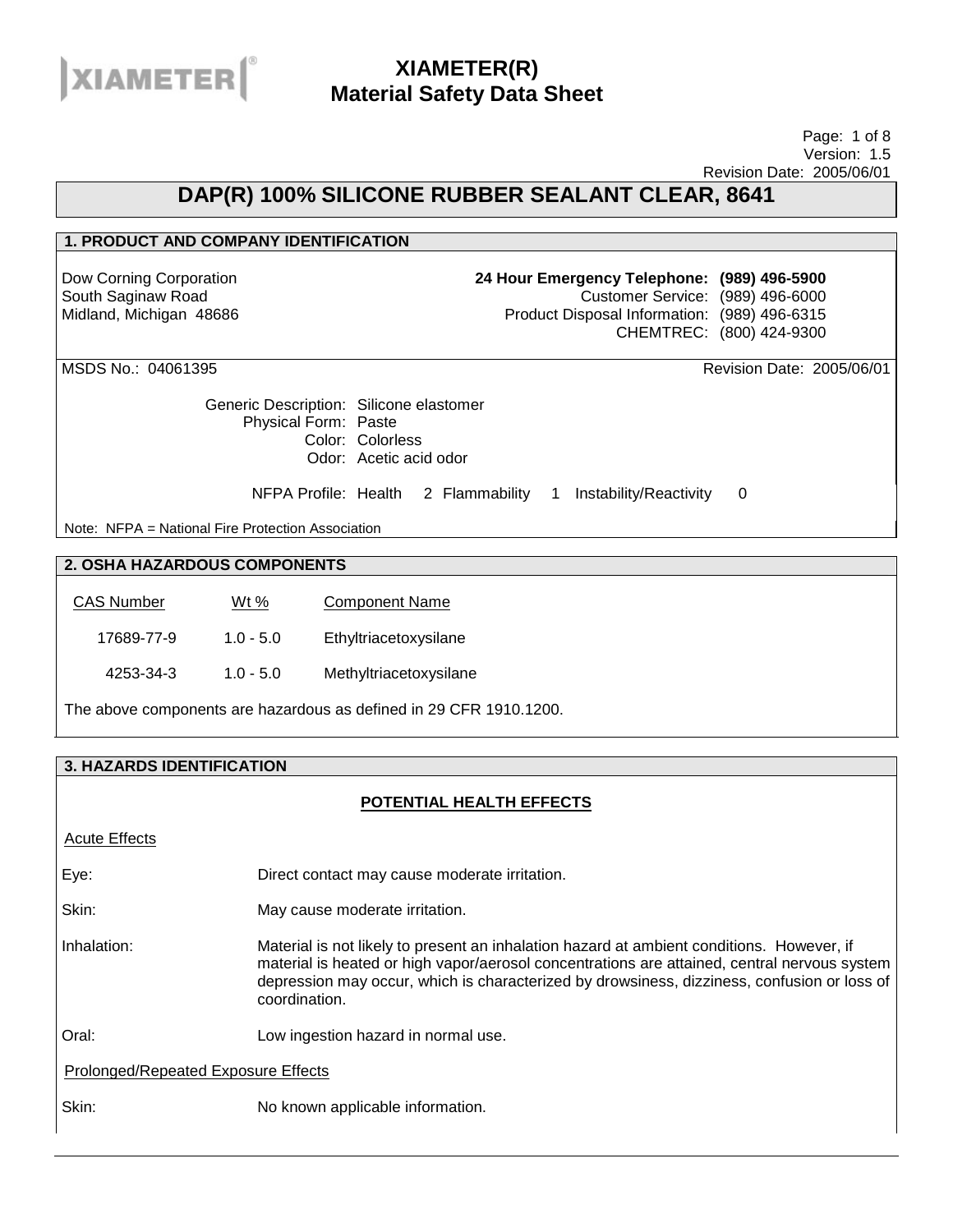# XIAMETER(R)
# Material Safety Data Sheet

Version: 1.5
Revision Date: 2005/06/01

## DAP(R) 100% SILICONE RUBBER SEALANT CLEAR, 8641

### 1. PRODUCT AND COMPANY IDENTIFICATION

Dow Corning Corporation
South Saginaw Road
Midland, Michigan 48686

**24 Hour Emergency Telephone: (989) 496-5900**
Customer Service: (989) 496-6000
Product Disposal Information: (989) 496-6315
CHEMTREC: (800) 424-9300

MSDS No.: 04061395

Revision Date: 2005/06/01

Generic Description: Silicone elastomer
Physical Form: Paste
Color: Colorless
Odor: Acetic acid odor

NFPA Profile: Health 2 Flammability 1 Instability/Reactivity 0

Note: NFPA = National Fire Protection Association

### 2. OSHA HAZARDOUS COMPONENTS

| CAS Number | Wt % | Component Name |
|---|---|---|
| 17689-77-9 | 1.0 - 5.0 | Ethyltriacetoxysilane |
| 4253-34-3 | 1.0 - 5.0 | Methyltriacetoxysilane |

The above components are hazardous as defined in 29 CFR 1910.1200.

### 3. HAZARDS IDENTIFICATION

#### POTENTIAL HEALTH EFFECTS

**Acute Effects**

Eye: Direct contact may cause moderate irritation.

Skin: May cause moderate irritation.

Inhalation: Material is not likely to present an inhalation hazard at ambient conditions. However, if material is heated or high vapor/aerosol concentrations are attained, central nervous system depression may occur, which is characterized by drowsiness, dizziness, confusion or loss of coordination.

Oral: Low ingestion hazard in normal use.

**Prolonged/Repeated Exposure Effects**

Skin: No known applicable information.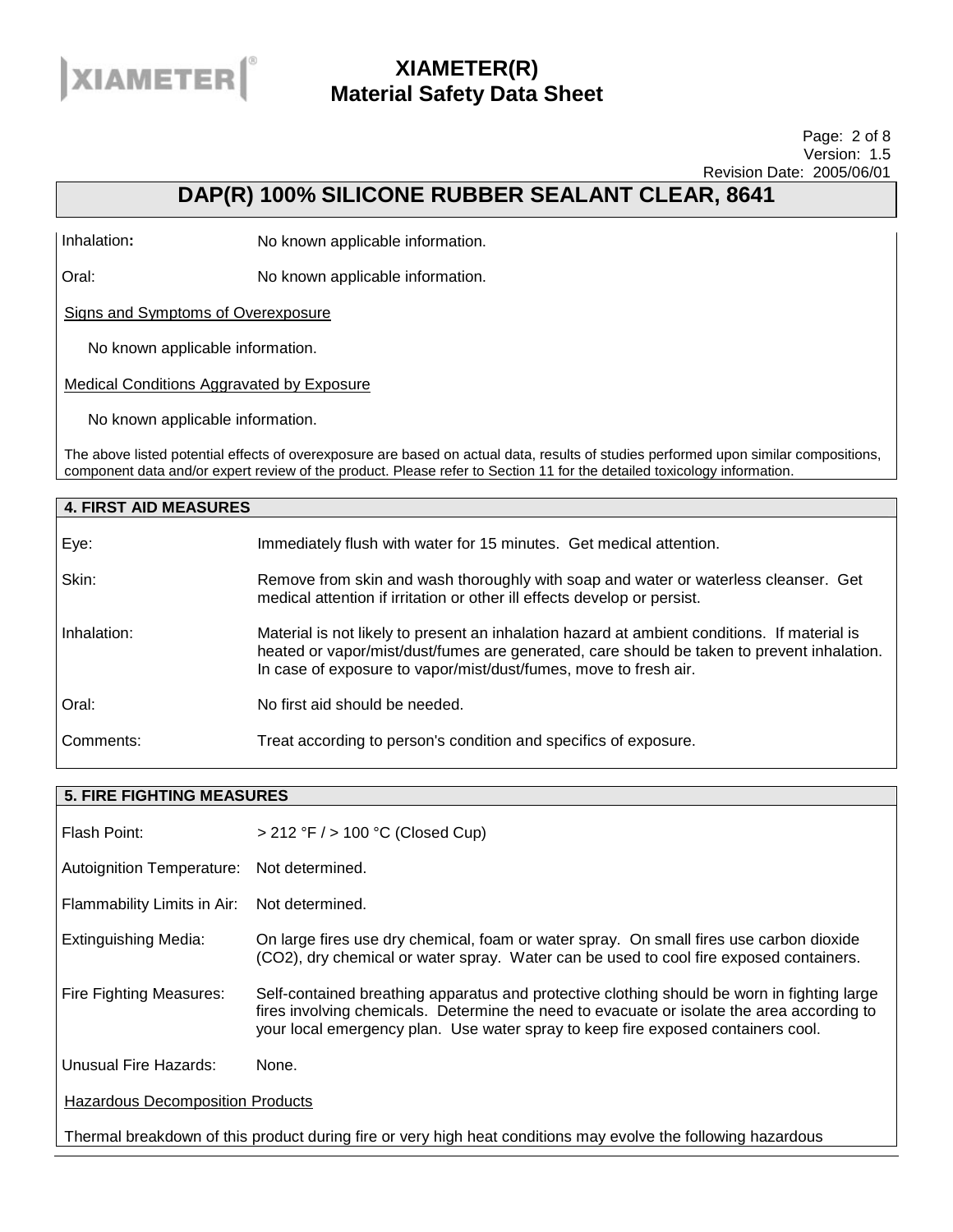Inhalation: No known applicable information.

Oral: No known applicable information.

Signs and Symptoms of Overexposure

No known applicable information.

Medical Conditions Aggravated by Exposure

No known applicable information.

The above listed potential effects of overexposure are based on actual data, results of studies performed upon similar compositions, component data and/or expert review of the product. Please refer to Section 11 for the detailed toxicology information.

## 4. FIRST AID MEASURES

| | |
|---|---|
| Eye: | Immediately flush with water for 15 minutes. Get medical attention. |
| Skin: | Remove from skin and wash thoroughly with soap and water or waterless cleanser. Get medical attention if irritation or other ill effects develop or persist. |
| Inhalation: | Material is not likely to present an inhalation hazard at ambient conditions. If material is heated or vapor/mist/dust/fumes are generated, care should be taken to prevent inhalation. In case of exposure to vapor/mist/dust/fumes, move to fresh air. |
| Oral: | No first aid should be needed. |
| Comments: | Treat according to person's condition and specifics of exposure. |

## 5. FIRE FIGHTING MEASURES

| | |
|---|---|
| Flash Point: | > 212 °F / > 100 °C (Closed Cup) |
| Autoignition Temperature: | Not determined. |
| Flammability Limits in Air: | Not determined. |
| Extinguishing Media: | On large fires use dry chemical, foam or water spray. On small fires use carbon dioxide ($CO_2$), dry chemical or water spray. Water can be used to cool fire exposed containers. |
| Fire Fighting Measures: | Self-contained breathing apparatus and protective clothing should be worn in fighting large fires involving chemicals. Determine the need to evacuate or isolate the area according to your local emergency plan. Use water spray to keep fire exposed containers cool. |
| Unusual Fire Hazards: | None. |

Hazardous Decomposition Products

Thermal breakdown of this product during fire or very high heat conditions may evolve the following hazardous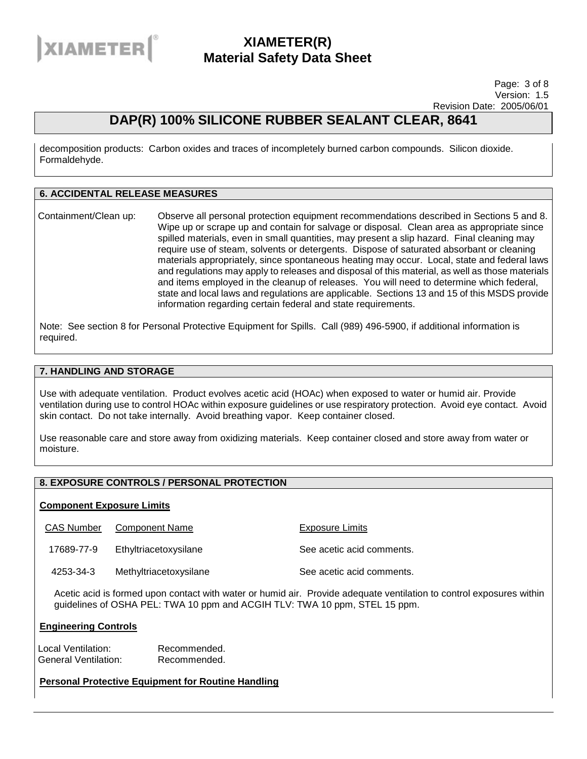decomposition products: Carbon oxides and traces of incompletely burned carbon compounds. Silicon dioxide. Formaldehyde.

## 6. ACCIDENTAL RELEASE MEASURES

Containment/Clean up: Observe all personal protection equipment recommendations described in Sections 5 and 8. Wipe up or scrape up and contain for salvage or disposal. Clean area as appropriate since spilled materials, even in small quantities, may present a slip hazard. Final cleaning may require use of steam, solvents or detergents. Dispose of saturated absorbant or cleaning materials appropriately, since spontaneous heating may occur. Local, state and federal laws and regulations may apply to releases and disposal of this material, as well as those materials and items employed in the cleanup of releases. You will need to determine which federal, state and local laws and regulations are applicable. Sections 13 and 15 of this MSDS provide information regarding certain federal and state requirements.

Note: See section 8 for Personal Protective Equipment for Spills. Call (989) 496-5900, if additional information is required.

## 7. HANDLING AND STORAGE

Use with adequate ventilation. Product evolves acetic acid (HOAc) when exposed to water or humid air. Provide ventilation during use to control HOAc within exposure guidelines or use respiratory protection. Avoid eye contact. Avoid skin contact. Do not take internally. Avoid breathing vapor. Keep container closed.

Use reasonable care and store away from oxidizing materials. Keep container closed and store away from water or moisture.

## 8. EXPOSURE CONTROLS / PERSONAL PROTECTION

**Component Exposure Limits**

| CAS Number | Component Name | Exposure Limits |
|---|---|---|
| 17689-77-9 | Ethyltriacetoxysilane | See acetic acid comments. |
| 4253-34-3 | Methyltriacetoxysilane | See acetic acid comments. |

Acetic acid is formed upon contact with water or humid air. Provide adequate ventilation to control exposures within guidelines of OSHA PEL: TWA 10 ppm and ACGIH TLV: TWA 10 ppm, STEL 15 ppm.

**Engineering Controls**

Local Ventilation: Recommended.
General Ventilation: Recommended.

**Personal Protective Equipment for Routine Handling**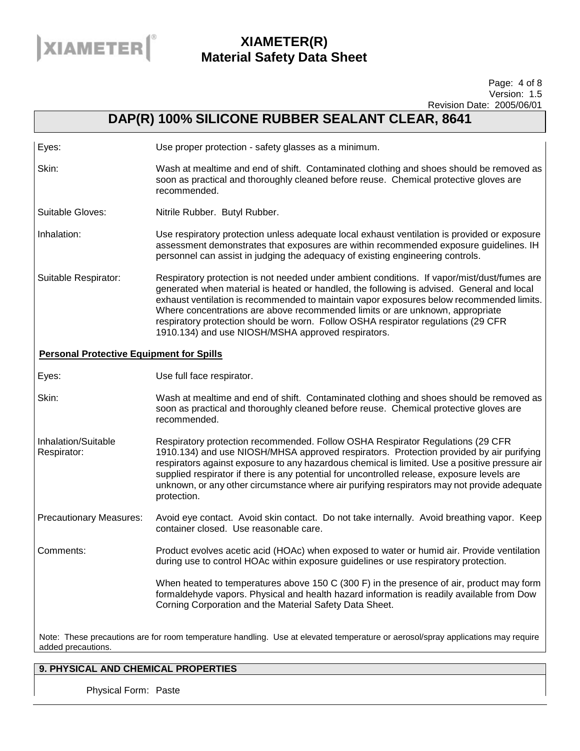## DAP(R) 100% SILICONE RUBBER SEALANT CLEAR, 8641

Eyes: Use proper protection - safety glasses as a minimum.

Skin: Wash at mealtime and end of shift. Contaminated clothing and shoes should be removed as soon as practical and thoroughly cleaned before reuse. Chemical protective gloves are recommended.

Suitable Gloves: Nitrile Rubber. Butyl Rubber.

Inhalation: Use respiratory protection unless adequate local exhaust ventilation is provided or exposure assessment demonstrates that exposures are within recommended exposure guidelines. IH personnel can assist in judging the adequacy of existing engineering controls.

Suitable Respirator: Respiratory protection is not needed under ambient conditions. If vapor/mist/dust/fumes are generated when material is heated or handled, the following is advised. General and local exhaust ventilation is recommended to maintain vapor exposures below recommended limits. Where concentrations are above recommended limits or are unknown, appropriate respiratory protection should be worn. Follow OSHA respirator regulations (29 CFR 1910.134) and use NIOSH/MSHA approved respirators.

**Personal Protective Equipment for Spills**

Eyes: Use full face respirator.

Skin: Wash at mealtime and end of shift. Contaminated clothing and shoes should be removed as soon as practical and thoroughly cleaned before reuse. Chemical protective gloves are recommended.

Inhalation/Suitable Respirator: Respiratory protection recommended. Follow OSHA Respirator Regulations (29 CFR 1910.134) and use NIOSH/MHSA approved respirators. Protection provided by air purifying respirators against exposure to any hazardous chemical is limited. Use a positive pressure air supplied respirator if there is any potential for uncontrolled release, exposure levels are unknown, or any other circumstance where air purifying respirators may not provide adequate protection.

Precautionary Measures: Avoid eye contact. Avoid skin contact. Do not take internally. Avoid breathing vapor. Keep container closed. Use reasonable care.

Comments: Product evolves acetic acid (HOAc) when exposed to water or humid air. Provide ventilation during use to control HOAc within exposure guidelines or use respiratory protection.

When heated to temperatures above 150 C (300 F) in the presence of air, product may form formaldehyde vapors. Physical and health hazard information is readily available from Dow Corning Corporation and the Material Safety Data Sheet.

Note: These precautions are for room temperature handling. Use at elevated temperature or aerosol/spray applications may require added precautions.

## 9. PHYSICAL AND CHEMICAL PROPERTIES

Physical Form: Paste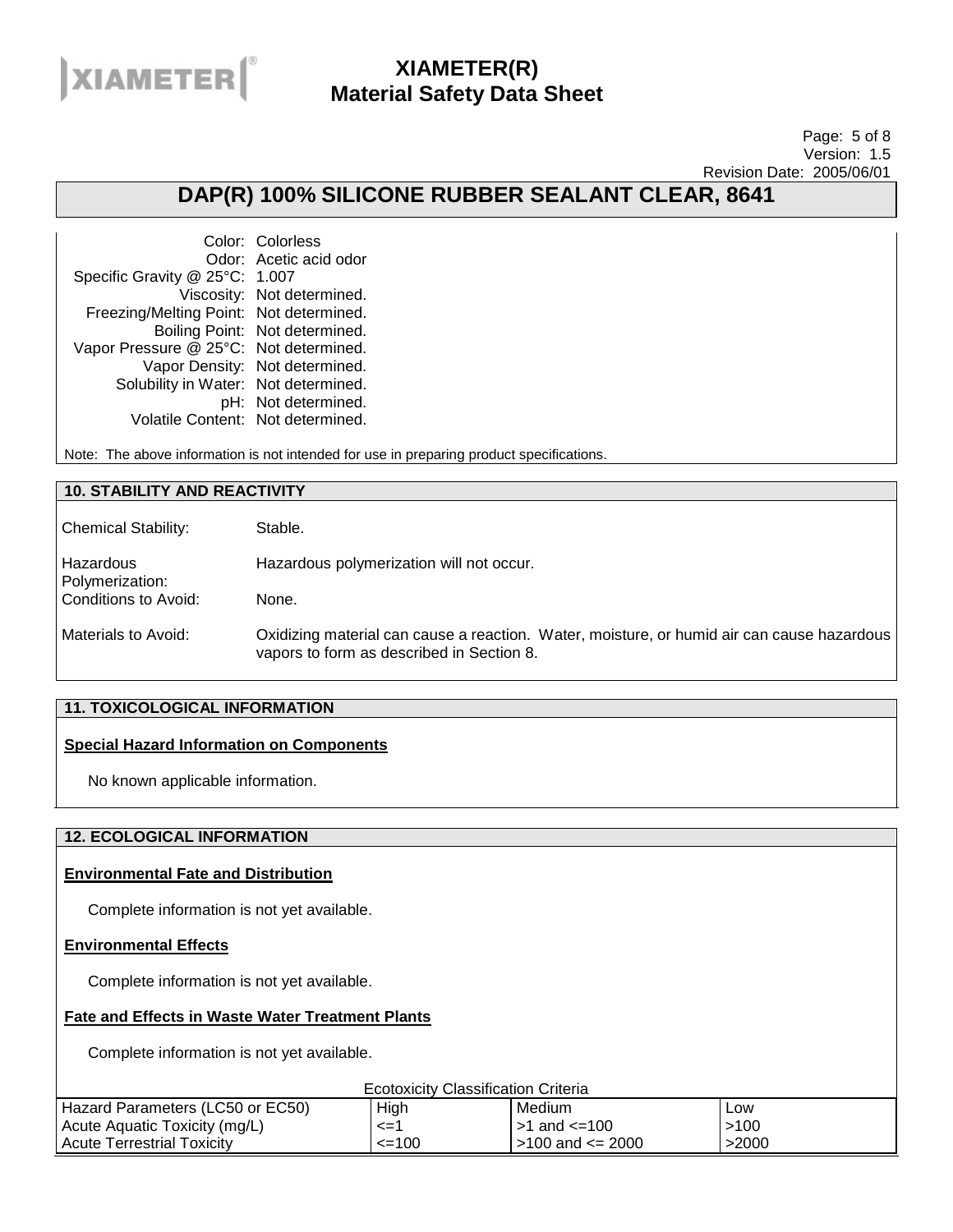| | |
|---|---|
| Color: | Colorless |
| Odor: | Acetic acid odor |
| Specific Gravity @ 25°C: | 1.007 |
| Viscosity: | Not determined. |
| Freezing/Melting Point: | Not determined. |
| Boiling Point: | Not determined. |
| Vapor Pressure @ 25°C: | Not determined. |
| Vapor Density: | Not determined. |
| Solubility in Water: | Not determined. |
| pH: | Not determined. |
| Volatile Content: | Not determined. |

Note: The above information is not intended for use in preparing product specifications.

## 10. STABILITY AND REACTIVITY

| | |
|---|---|
| Chemical Stability: | Stable. |
| Hazardous Polymerization: | Hazardous polymerization will not occur. |
| Conditions to Avoid: | None. |
| Materials to Avoid: | Oxidizing material can cause a reaction. Water, moisture, or humid air can cause hazardous vapors to form as described in Section 8. |

## 11. TOXICOLOGICAL INFORMATION

**Special Hazard Information on Components**

No known applicable information.

## 12. ECOLOGICAL INFORMATION

**Environmental Fate and Distribution**

Complete information is not yet available.

**Environmental Effects**

Complete information is not yet available.

**Fate and Effects in Waste Water Treatment Plants**

Complete information is not yet available.

Ecotoxicity Classification Criteria

| Hazard Parameters (LC50 or EC50) | High | Medium | Low |
|---|---|---|---|
| Acute Aquatic Toxicity (mg/L) | <=1 | >1 and <=100 | >100 |
| Acute Terrestrial Toxicity | <=100 | >100 and <= 2000 | >2000 |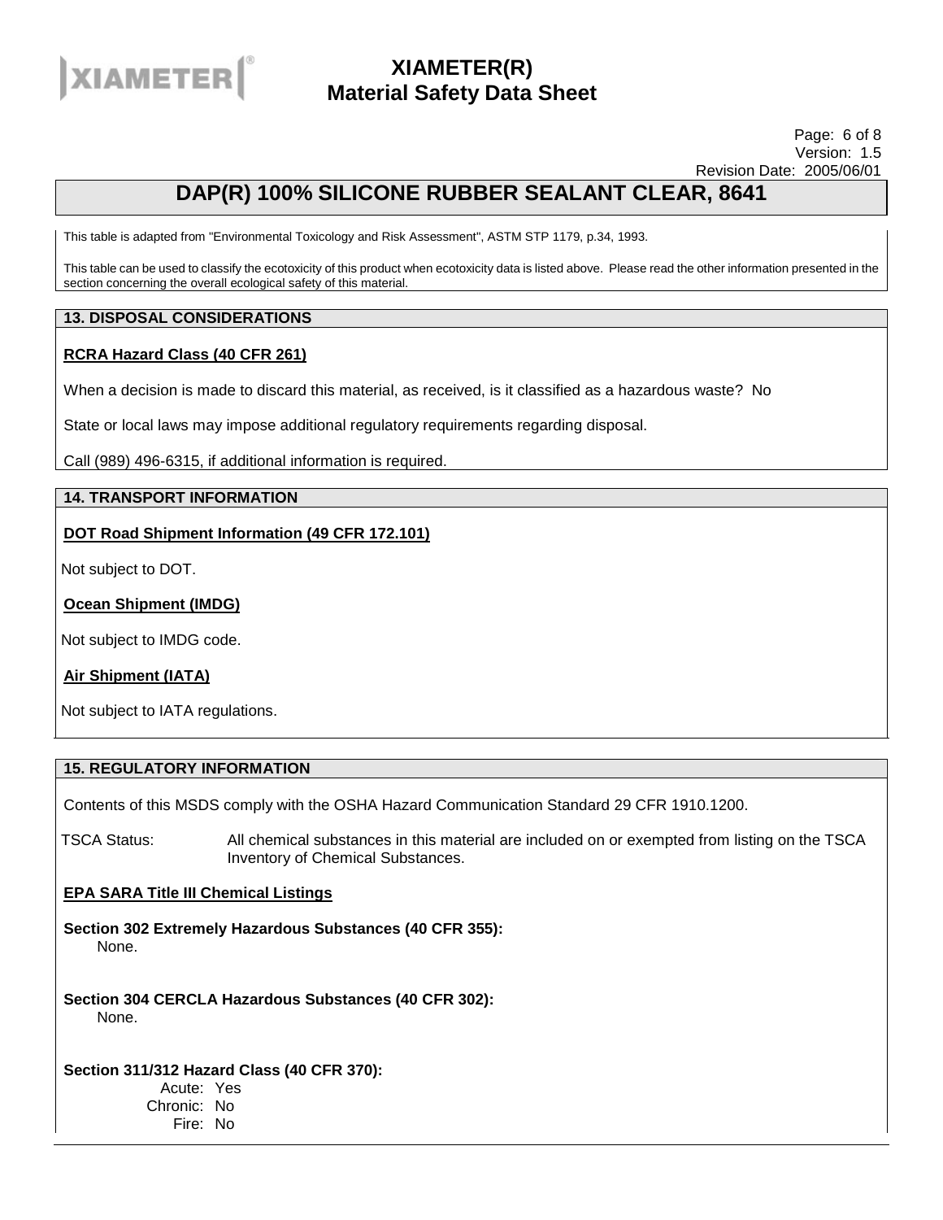This table is adapted from "Environmental Toxicology and Risk Assessment", ASTM STP 1179, p.34, 1993.

This table can be used to classify the ecotoxicity of this product when ecotoxicity data is listed above. Please read the other information presented in the section concerning the overall ecological safety of this material.

## 13. DISPOSAL CONSIDERATIONS

**RCRA Hazard Class (40 CFR 261)**

When a decision is made to discard this material, as received, is it classified as a hazardous waste? No

State or local laws may impose additional regulatory requirements regarding disposal.

Call (989) 496-6315, if additional information is required.

## 14. TRANSPORT INFORMATION

**DOT Road Shipment Information (49 CFR 172.101)**

Not subject to DOT.

**Ocean Shipment (IMDG)**

Not subject to IMDG code.

**Air Shipment (IATA)**

Not subject to IATA regulations.

## 15. REGULATORY INFORMATION

Contents of this MSDS comply with the OSHA Hazard Communication Standard 29 CFR 1910.1200.

TSCA Status: All chemical substances in this material are included on or exempted from listing on the TSCA Inventory of Chemical Substances.

**EPA SARA Title III Chemical Listings**

**Section 302 Extremely Hazardous Substances (40 CFR 355):**
None.

**Section 304 CERCLA Hazardous Substances (40 CFR 302):**
None.

**Section 311/312 Hazard Class (40 CFR 370):**

Acute: Yes
Chronic: No
Fire: No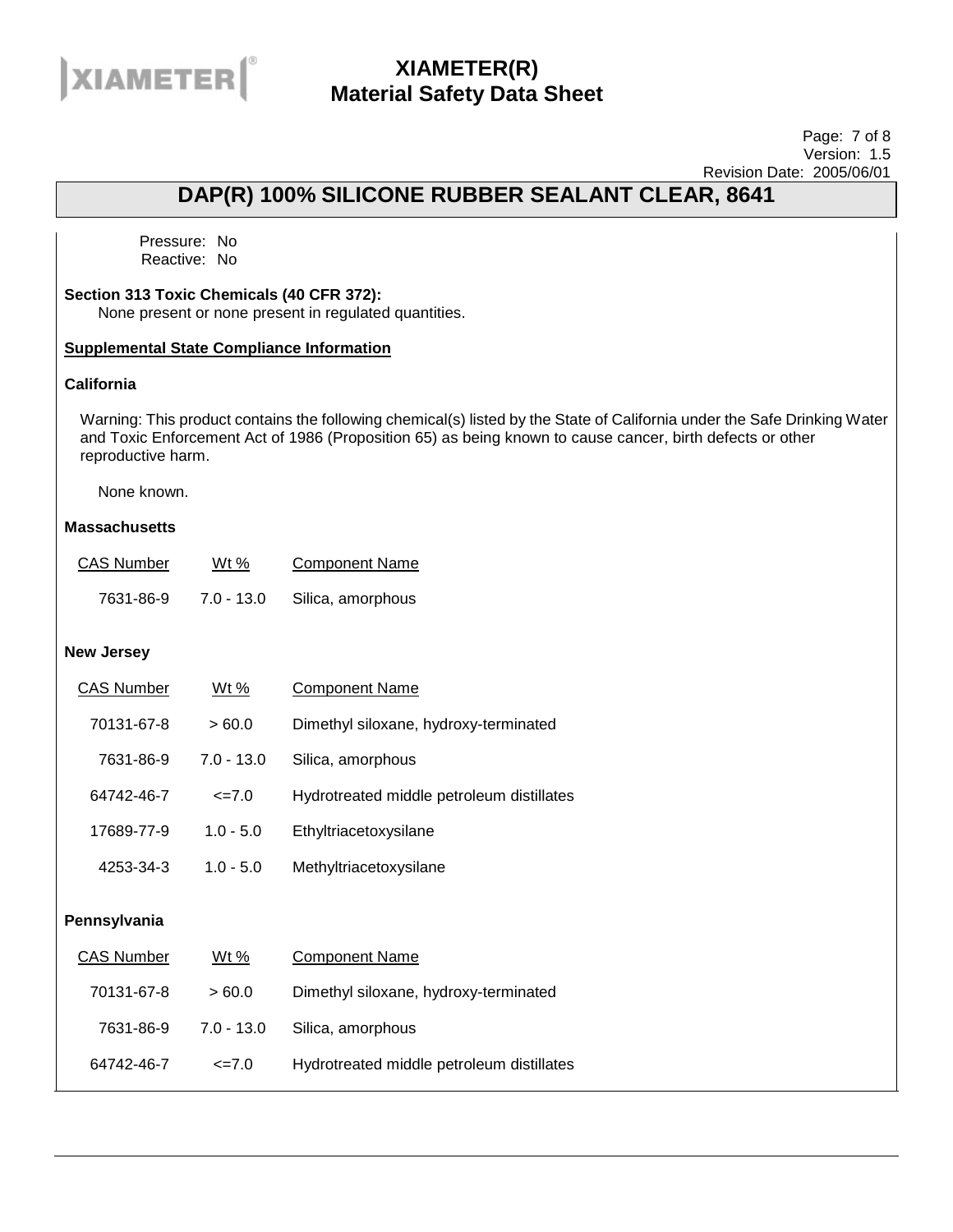Pressure: No
Reactive: No

**Section 313 Toxic Chemicals (40 CFR 372):**
None present or none present in regulated quantities.

**Supplemental State Compliance Information**

**California**

Warning: This product contains the following chemical(s) listed by the State of California under the Safe Drinking Water and Toxic Enforcement Act of 1986 (Proposition 65) as being known to cause cancer, birth defects or other reproductive harm.

None known.

**Massachusetts**

| CAS Number | Wt % | Component Name |
|---|---|---|
| 7631-86-9 | 7.0 - 13.0 | Silica, amorphous |

**New Jersey**

| CAS Number | Wt % | Component Name |
|---|---|---|
| 70131-67-8 | > 60.0 | Dimethyl siloxane, hydroxy-terminated |
| 7631-86-9 | 7.0 - 13.0 | Silica, amorphous |
| 64742-46-7 | <=7.0 | Hydrotreated middle petroleum distillates |
| 17689-77-9 | 1.0 - 5.0 | Ethyltriacetoxysilane |
| 4253-34-3 | 1.0 - 5.0 | Methyltriacetoxysilane |

**Pennsylvania**

| CAS Number | Wt % | Component Name |
|---|---|---|
| 70131-67-8 | > 60.0 | Dimethyl siloxane, hydroxy-terminated |
| 7631-86-9 | 7.0 - 13.0 | Silica, amorphous |
| 64742-46-7 | <=7.0 | Hydrotreated middle petroleum distillates |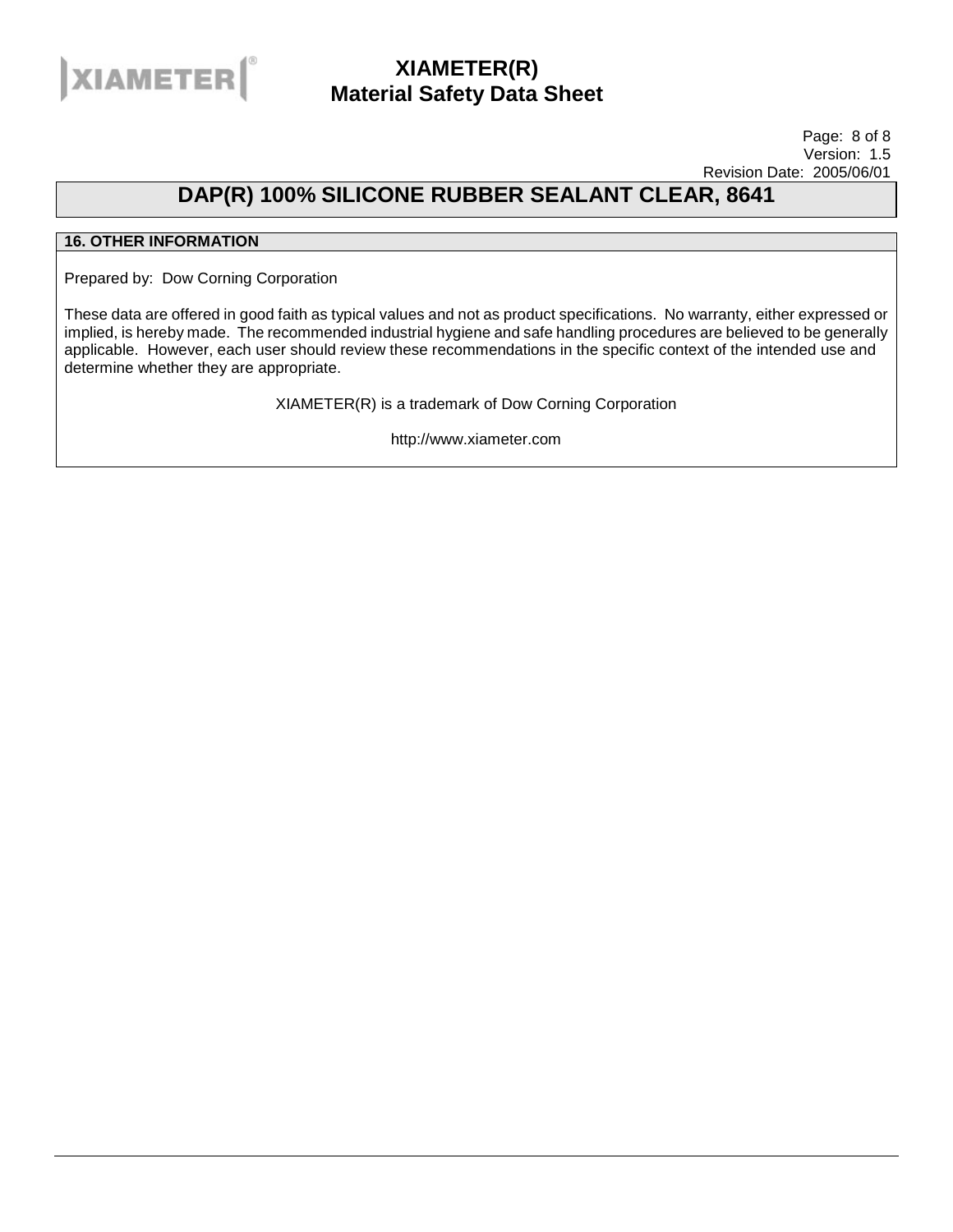## 16. OTHER INFORMATION

Prepared by: Dow Corning Corporation

These data are offered in good faith as typical values and not as product specifications. No warranty, either expressed or implied, is hereby made. The recommended industrial hygiene and safe handling procedures are believed to be generally applicable. However, each user should review these recommendations in the specific context of the intended use and determine whether they are appropriate.

XIAMETER(R) is a trademark of Dow Corning Corporation

http://www.xiameter.com